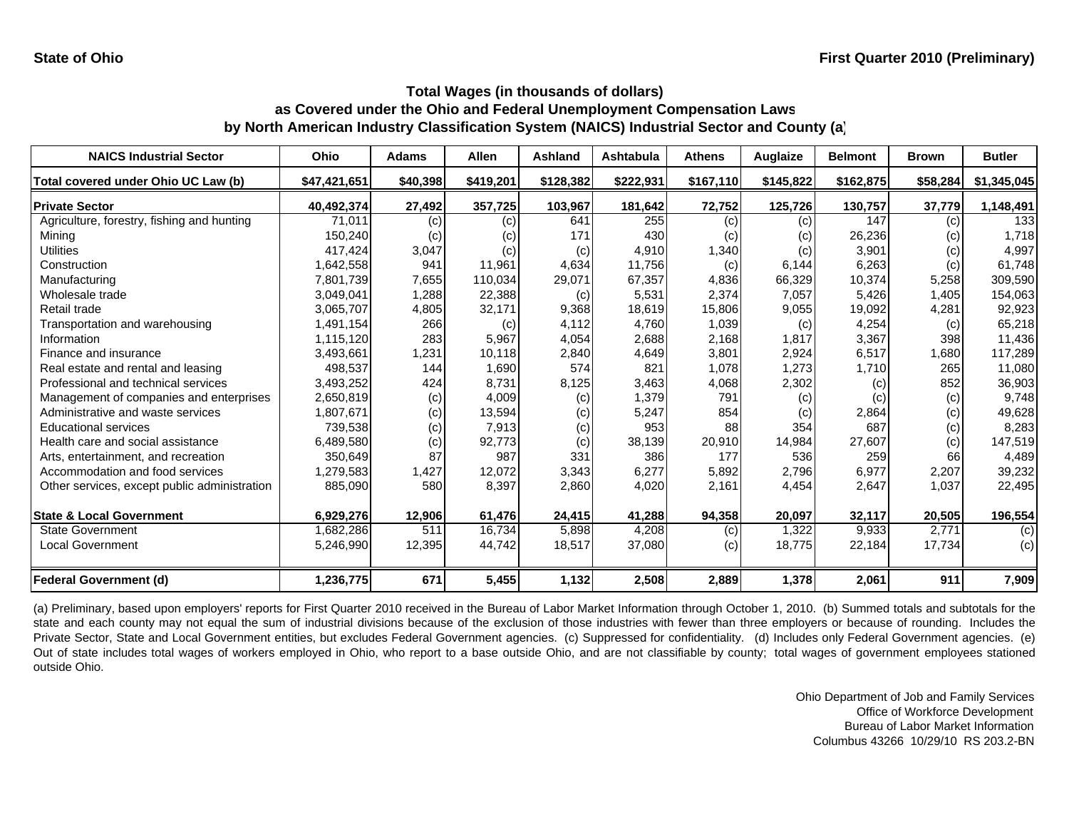State of Ohio | First Quarter 2010 (Preliminary)

## Total Wages (in thousands of dollars) as Covered under the Ohio and Federal Unemployment Compensation Laws by North American Industry Classification System (NAICS) Industrial Sector and County (a)

| NAICS Industrial Sector | Ohio | Adams | Allen | Ashland | Ashtabula | Athens | Auglaize | Belmont | Brown | Butler |
|---|---|---|---|---|---|---|---|---|---|---|
| **Total covered under Ohio UC Law (b)** | **$47,421,651** | **$40,398** | **$419,201** | **$128,382** | **$222,931** | **$167,110** | **$145,822** | **$162,875** | **$58,284** | **$1,345,045** |
| **Private Sector** | **40,492,374** | **27,492** | **357,725** | **103,967** | **181,642** | **72,752** | **125,726** | **130,757** | **37,779** | **1,148,491** |
| Agriculture, forestry, fishing and hunting | 71,011 | (c) | (c) | 641 | 255 | (c) | (c) | 147 | (c) | 133 |
| Mining | 150,240 | (c) | (c) | 171 | 430 | (c) | (c) | 26,236 | (c) | 1,718 |
| Utilities | 417,424 | 3,047 | (c) | (c) | 4,910 | 1,340 | (c) | 3,901 | (c) | 4,997 |
| Construction | 1,642,558 | 941 | 11,961 | 4,634 | 11,756 | (c) | 6,144 | 6,263 | (c) | 61,748 |
| Manufacturing | 7,801,739 | 7,655 | 110,034 | 29,071 | 67,357 | 4,836 | 66,329 | 10,374 | 5,258 | 309,590 |
| Wholesale trade | 3,049,041 | 1,288 | 22,388 | (c) | 5,531 | 2,374 | 7,057 | 5,426 | 1,405 | 154,063 |
| Retail trade | 3,065,707 | 4,805 | 32,171 | 9,368 | 18,619 | 15,806 | 9,055 | 19,092 | 4,281 | 92,923 |
| Transportation and warehousing | 1,491,154 | 266 | (c) | 4,112 | 4,760 | 1,039 | (c) | 4,254 | (c) | 65,218 |
| Information | 1,115,120 | 283 | 5,967 | 4,054 | 2,688 | 2,168 | 1,817 | 3,367 | 398 | 11,436 |
| Finance and insurance | 3,493,661 | 1,231 | 10,118 | 2,840 | 4,649 | 3,801 | 2,924 | 6,517 | 1,680 | 117,289 |
| Real estate and rental and leasing | 498,537 | 144 | 1,690 | 574 | 821 | 1,078 | 1,273 | 1,710 | 265 | 11,080 |
| Professional and technical services | 3,493,252 | 424 | 8,731 | 8,125 | 3,463 | 4,068 | 2,302 | (c) | 852 | 36,903 |
| Management of companies and enterprises | 2,650,819 | (c) | 4,009 | (c) | 1,379 | 791 | (c) | (c) | (c) | 9,748 |
| Administrative and waste services | 1,807,671 | (c) | 13,594 | (c) | 5,247 | 854 | (c) | 2,864 | (c) | 49,628 |
| Educational services | 739,538 | (c) | 7,913 | (c) | 953 | 88 | 354 | 687 | (c) | 8,283 |
| Health care and social assistance | 6,489,580 | (c) | 92,773 | (c) | 38,139 | 20,910 | 14,984 | 27,607 | (c) | 147,519 |
| Arts, entertainment, and recreation | 350,649 | 87 | 987 | 331 | 386 | 177 | 536 | 259 | 66 | 4,489 |
| Accommodation and food services | 1,279,583 | 1,427 | 12,072 | 3,343 | 6,277 | 5,892 | 2,796 | 6,977 | 2,207 | 39,232 |
| Other services, except public administration | 885,090 | 580 | 8,397 | 2,860 | 4,020 | 2,161 | 4,454 | 2,647 | 1,037 | 22,495 |
| **State & Local Government** | **6,929,276** | **12,906** | **61,476** | **24,415** | **41,288** | **94,358** | **20,097** | **32,117** | **20,505** | **196,554** |
| State Government | 1,682,286 | 511 | 16,734 | 5,898 | 4,208 | (c) | 1,322 | 9,933 | 2,771 | (c) |
| Local Government | 5,246,990 | 12,395 | 44,742 | 18,517 | 37,080 | (c) | 18,775 | 22,184 | 17,734 | (c) |
| **Federal Government (d)** | **1,236,775** | **671** | **5,455** | **1,132** | **2,508** | **2,889** | **1,378** | **2,061** | **911** | **7,909** |

(a) Preliminary, based upon employers' reports for First Quarter 2010 received in the Bureau of Labor Market Information through October 1, 2010. (b) Summed totals and subtotals for the state and each county may not equal the sum of industrial divisions because of the exclusion of those industries with fewer than three employers or because of rounding. Includes the Private Sector, State and Local Government entities, but excludes Federal Government agencies. (c) Suppressed for confidentiality. (d) Includes only Federal Government agencies. (e) Out of state includes total wages of workers employed in Ohio, who report to a base outside Ohio, and are not classifiable by county; total wages of government employees stationed outside Ohio.

Ohio Department of Job and Family Services
Office of Workforce Development
Bureau of Labor Market Information
Columbus 43266 10/29/10 RS 203.2-BN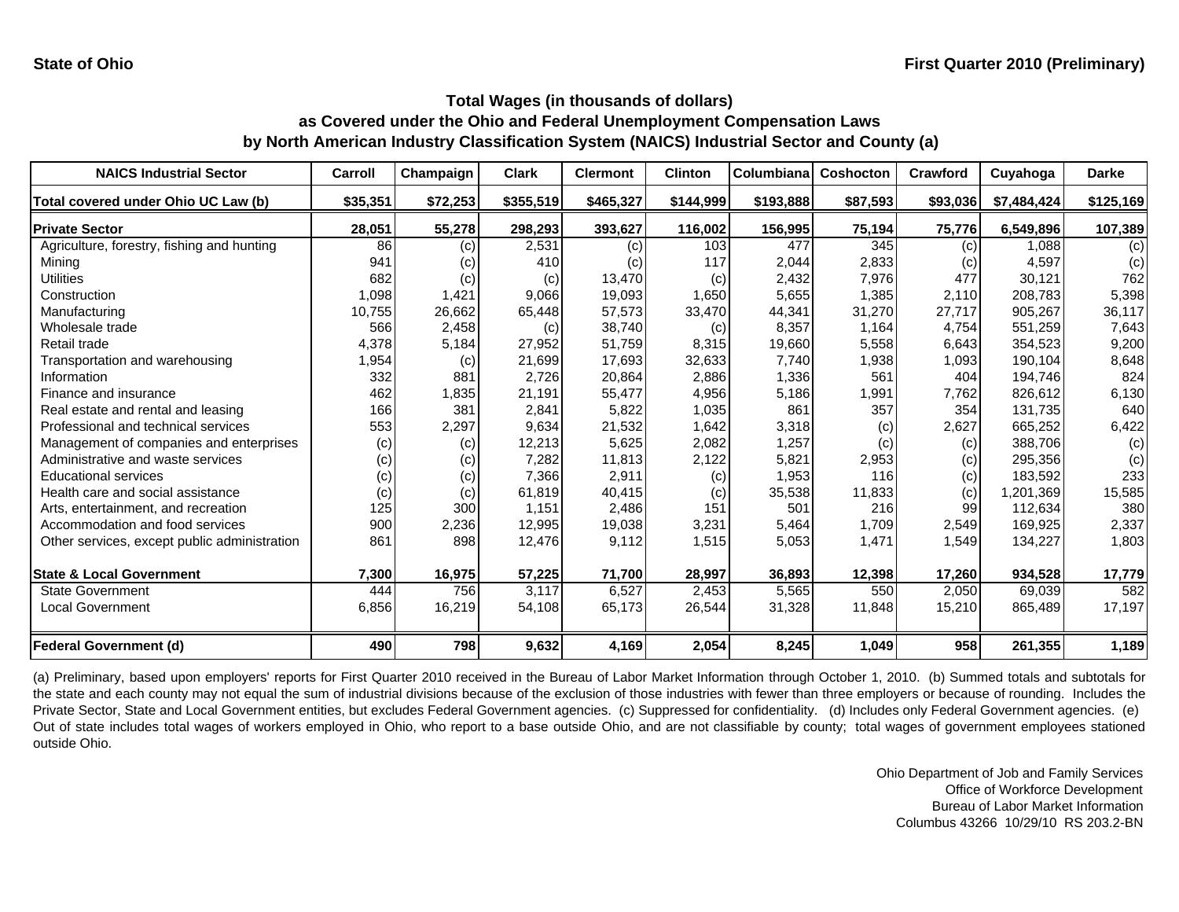State of Ohio

First Quarter 2010 (Preliminary)

## Total Wages (in thousands of dollars) as Covered under the Ohio and Federal Unemployment Compensation Laws by North American Industry Classification System (NAICS) Industrial Sector and County (a)

| NAICS Industrial Sector | Carroll | Champaign | Clark | Clermont | Clinton | Columbiana | Coshocton | Crawford | Cuyahoga | Darke |
|---|---|---|---|---|---|---|---|---|---|---|
| Total covered under Ohio UC Law (b) | $35,351 | $72,253 | $355,519 | $465,327 | $144,999 | $193,888 | $87,593 | $93,036 | $7,484,424 | $125,169 |
| **Private Sector** | 28,051 | 55,278 | 298,293 | 393,627 | 116,002 | 156,995 | 75,194 | 75,776 | 6,549,896 | 107,389 |
| Agriculture, forestry, fishing and hunting | 86 | (c) | 2,531 | (c) | 103 | 477 | 345 | (c) | 1,088 | (c) |
| Mining | 941 | (c) | 410 | (c) | 117 | 2,044 | 2,833 | (c) | 4,597 | (c) |
| Utilities | 682 | (c) | (c) | 13,470 | (c) | 2,432 | 7,976 | 477 | 30,121 | 762 |
| Construction | 1,098 | 1,421 | 9,066 | 19,093 | 1,650 | 5,655 | 1,385 | 2,110 | 208,783 | 5,398 |
| Manufacturing | 10,755 | 26,662 | 65,448 | 57,573 | 33,470 | 44,341 | 31,270 | 27,717 | 905,267 | 36,117 |
| Wholesale trade | 566 | 2,458 | (c) | 38,740 | (c) | 8,357 | 1,164 | 4,754 | 551,259 | 7,643 |
| Retail trade | 4,378 | 5,184 | 27,952 | 51,759 | 8,315 | 19,660 | 5,558 | 6,643 | 354,523 | 9,200 |
| Transportation and warehousing | 1,954 | (c) | 21,699 | 17,693 | 32,633 | 7,740 | 1,938 | 1,093 | 190,104 | 8,648 |
| Information | 332 | 881 | 2,726 | 20,864 | 2,886 | 1,336 | 561 | 404 | 194,746 | 824 |
| Finance and insurance | 462 | 1,835 | 21,191 | 55,477 | 4,956 | 5,186 | 1,991 | 7,762 | 826,612 | 6,130 |
| Real estate and rental and leasing | 166 | 381 | 2,841 | 5,822 | 1,035 | 861 | 357 | 354 | 131,735 | 640 |
| Professional and technical services | 553 | 2,297 | 9,634 | 21,532 | 1,642 | 3,318 | (c) | 2,627 | 665,252 | 6,422 |
| Management of companies and enterprises | (c) | (c) | 12,213 | 5,625 | 2,082 | 1,257 | (c) | (c) | 388,706 | (c) |
| Administrative and waste services | (c) | (c) | 7,282 | 11,813 | 2,122 | 5,821 | 2,953 | (c) | 295,356 | (c) |
| Educational services | (c) | (c) | 7,366 | 2,911 | (c) | 1,953 | 116 | (c) | 183,592 | 233 |
| Health care and social assistance | (c) | (c) | 61,819 | 40,415 | (c) | 35,538 | 11,833 | (c) | 1,201,369 | 15,585 |
| Arts, entertainment, and recreation | 125 | 300 | 1,151 | 2,486 | 151 | 501 | 216 | 99 | 112,634 | 380 |
| Accommodation and food services | 900 | 2,236 | 12,995 | 19,038 | 3,231 | 5,464 | 1,709 | 2,549 | 169,925 | 2,337 |
| Other services, except public administration | 861 | 898 | 12,476 | 9,112 | 1,515 | 5,053 | 1,471 | 1,549 | 134,227 | 1,803 |
| **State & Local Government** | 7,300 | 16,975 | 57,225 | 71,700 | 28,997 | 36,893 | 12,398 | 17,260 | 934,528 | 17,779 |
| State Government | 444 | 756 | 3,117 | 6,527 | 2,453 | 5,565 | 550 | 2,050 | 69,039 | 582 |
| Local Government | 6,856 | 16,219 | 54,108 | 65,173 | 26,544 | 31,328 | 11,848 | 15,210 | 865,489 | 17,197 |
| **Federal Government (d)** | 490 | 798 | 9,632 | 4,169 | 2,054 | 8,245 | 1,049 | 958 | 261,355 | 1,189 |

(a) Preliminary, based upon employers' reports for First Quarter 2010 received in the Bureau of Labor Market Information through October 1, 2010. (b) Summed totals and subtotals for the state and each county may not equal the sum of industrial divisions because of the exclusion of those industries with fewer than three employers or because of rounding. Includes the Private Sector, State and Local Government entities, but excludes Federal Government agencies. (c) Suppressed for confidentiality. (d) Includes only Federal Government agencies. (e) Out of state includes total wages of workers employed in Ohio, who report to a base outside Ohio, and are not classifiable by county; total wages of government employees stationed outside Ohio.

Ohio Department of Job and Family Services
Office of Workforce Development
Bureau of Labor Market Information
Columbus 43266 10/29/10 RS 203.2-BN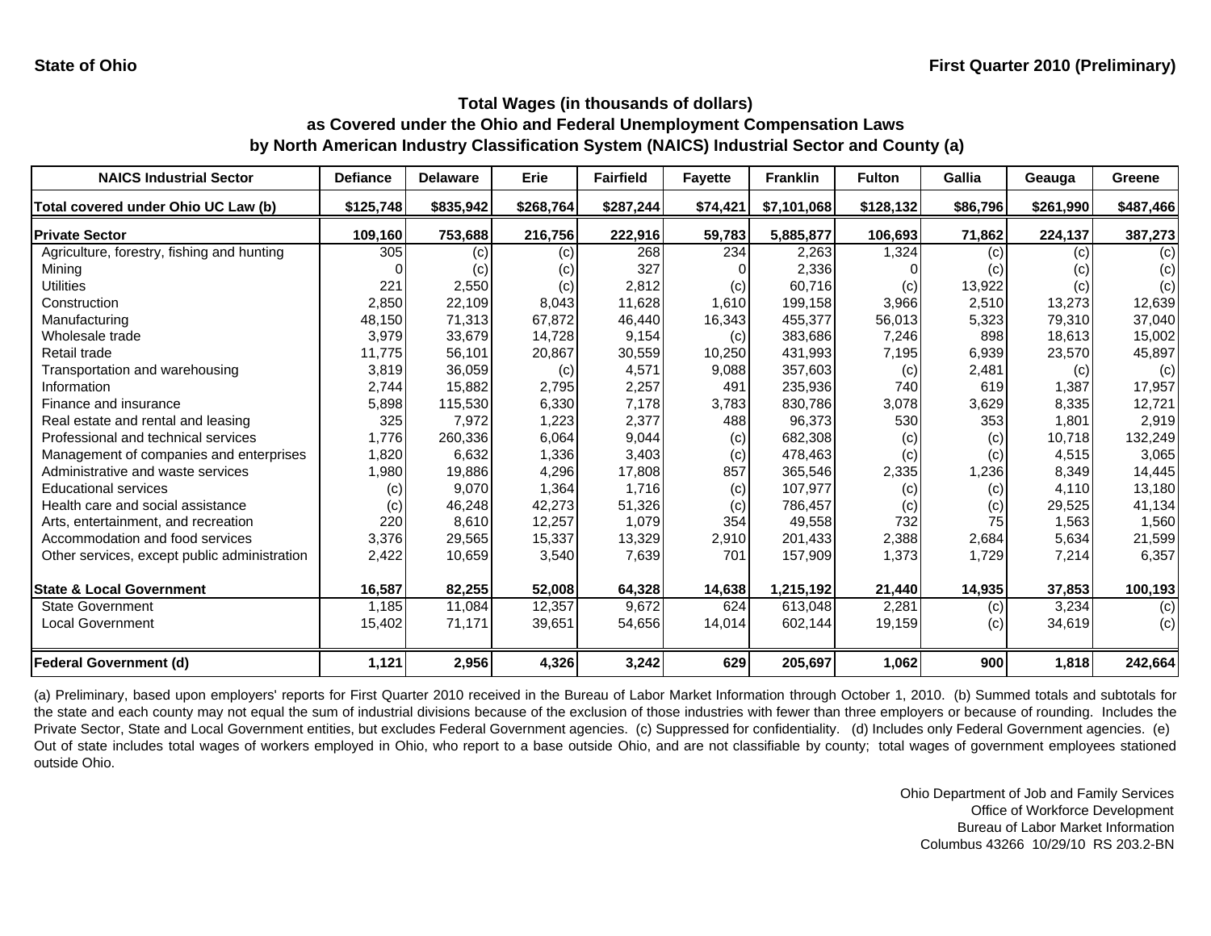State of Ohio

First Quarter 2010 (Preliminary)

## Total Wages (in thousands of dollars) as Covered under the Ohio and Federal Unemployment Compensation Laws by North American Industry Classification System (NAICS) Industrial Sector and County (a)

| NAICS Industrial Sector | Defiance | Delaware | Erie | Fairfield | Fayette | Franklin | Fulton | Gallia | Geauga | Greene |
|---|---|---|---|---|---|---|---|---|---|---|
| Total covered under Ohio UC Law (b) | $125,748 | $835,942 | $268,764 | $287,244 | $74,421 | $7,101,068 | $128,132 | $86,796 | $261,990 | $487,466 |
| **Private Sector** | 109,160 | 753,688 | 216,756 | 222,916 | 59,783 | 5,885,877 | 106,693 | 71,862 | 224,137 | 387,273 |
| Agriculture, forestry, fishing and hunting | 305 | (c) | (c) | 268 | 234 | 2,263 | 1,324 | (c) | (c) | (c) |
| Mining | 0 | (c) | (c) | 327 | 0 | 2,336 | 0 | (c) | (c) | (c) |
| Utilities | 221 | 2,550 | (c) | 2,812 | (c) | 60,716 | (c) | 13,922 | (c) | (c) |
| Construction | 2,850 | 22,109 | 8,043 | 11,628 | 1,610 | 199,158 | 3,966 | 2,510 | 13,273 | 12,639 |
| Manufacturing | 48,150 | 71,313 | 67,872 | 46,440 | 16,343 | 455,377 | 56,013 | 5,323 | 79,310 | 37,040 |
| Wholesale trade | 3,979 | 33,679 | 14,728 | 9,154 | (c) | 383,686 | 7,246 | 898 | 18,613 | 15,002 |
| Retail trade | 11,775 | 56,101 | 20,867 | 30,559 | 10,250 | 431,993 | 7,195 | 6,939 | 23,570 | 45,897 |
| Transportation and warehousing | 3,819 | 36,059 | (c) | 4,571 | 9,088 | 357,603 | (c) | 2,481 | (c) | (c) |
| Information | 2,744 | 15,882 | 2,795 | 2,257 | 491 | 235,936 | 740 | 619 | 1,387 | 17,957 |
| Finance and insurance | 5,898 | 115,530 | 6,330 | 7,178 | 3,783 | 830,786 | 3,078 | 3,629 | 8,335 | 12,721 |
| Real estate and rental and leasing | 325 | 7,972 | 1,223 | 2,377 | 488 | 96,373 | 530 | 353 | 1,801 | 2,919 |
| Professional and technical services | 1,776 | 260,336 | 6,064 | 9,044 | (c) | 682,308 | (c) | (c) | 10,718 | 132,249 |
| Management of companies and enterprises | 1,820 | 6,632 | 1,336 | 3,403 | (c) | 478,463 | (c) | (c) | 4,515 | 3,065 |
| Administrative and waste services | 1,980 | 19,886 | 4,296 | 17,808 | 857 | 365,546 | 2,335 | 1,236 | 8,349 | 14,445 |
| Educational services | (c) | 9,070 | 1,364 | 1,716 | (c) | 107,977 | (c) | (c) | 4,110 | 13,180 |
| Health care and social assistance | (c) | 46,248 | 42,273 | 51,326 | (c) | 786,457 | (c) | (c) | 29,525 | 41,134 |
| Arts, entertainment, and recreation | 220 | 8,610 | 12,257 | 1,079 | 354 | 49,558 | 732 | 75 | 1,563 | 1,560 |
| Accommodation and food services | 3,376 | 29,565 | 15,337 | 13,329 | 2,910 | 201,433 | 2,388 | 2,684 | 5,634 | 21,599 |
| Other services, except public administration | 2,422 | 10,659 | 3,540 | 7,639 | 701 | 157,909 | 1,373 | 1,729 | 7,214 | 6,357 |
| **State & Local Government** | 16,587 | 82,255 | 52,008 | 64,328 | 14,638 | 1,215,192 | 21,440 | 14,935 | 37,853 | 100,193 |
| State Government | 1,185 | 11,084 | 12,357 | 9,672 | 624 | 613,048 | 2,281 | (c) | 3,234 | (c) |
| Local Government | 15,402 | 71,171 | 39,651 | 54,656 | 14,014 | 602,144 | 19,159 | (c) | 34,619 | (c) |
| **Federal Government (d)** | 1,121 | 2,956 | 4,326 | 3,242 | 629 | 205,697 | 1,062 | 900 | 1,818 | 242,664 |

(a) Preliminary, based upon employers' reports for First Quarter 2010 received in the Bureau of Labor Market Information through October 1, 2010. (b) Summed totals and subtotals for the state and each county may not equal the sum of industrial divisions because of the exclusion of those industries with fewer than three employers or because of rounding. Includes the Private Sector, State and Local Government entities, but excludes Federal Government agencies. (c) Suppressed for confidentiality. (d) Includes only Federal Government agencies. (e) Out of state includes total wages of workers employed in Ohio, who report to a base outside Ohio, and are not classifiable by county; total wages of government employees stationed outside Ohio.

Ohio Department of Job and Family Services
Office of Workforce Development
Bureau of Labor Market Information
Columbus 43266 10/29/10 RS 203.2-BN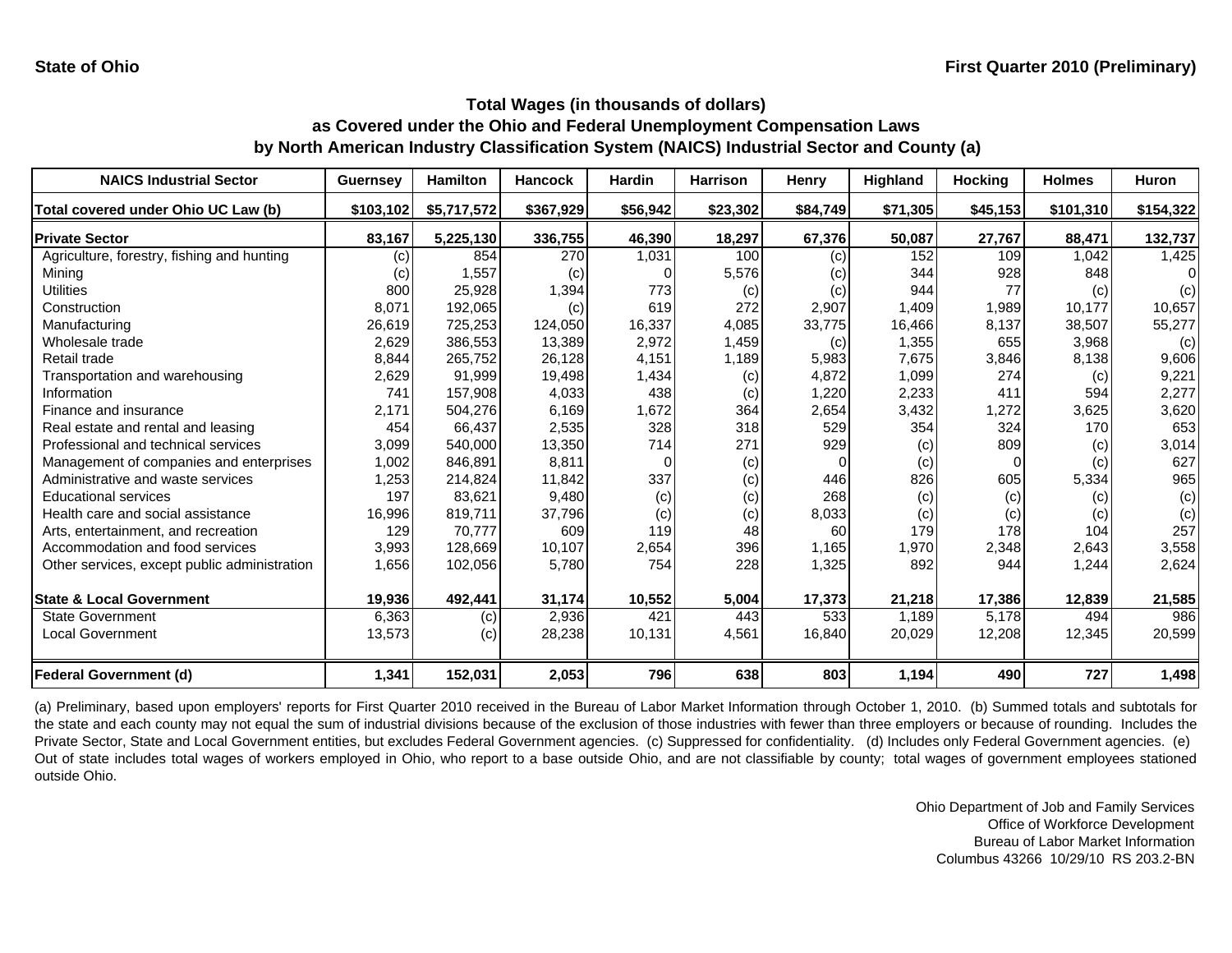State of Ohio

First Quarter 2010 (Preliminary)

## Total Wages (in thousands of dollars)
## as Covered under the Ohio and Federal Unemployment Compensation Laws
## by North American Industry Classification System (NAICS) Industrial Sector and County (a)

| NAICS Industrial Sector | Guernsey | Hamilton | Hancock | Hardin | Harrison | Henry | Highland | Hocking | Holmes | Huron |
|---|---|---|---|---|---|---|---|---|---|---|
| Total covered under Ohio UC Law (b) | $103,102 | $5,717,572 | $367,929 | $56,942 | $23,302 | $84,749 | $71,305 | $45,153 | $101,310 | $154,322 |
| **Private Sector** | 83,167 | 5,225,130 | 336,755 | 46,390 | 18,297 | 67,376 | 50,087 | 27,767 | 88,471 | 132,737 |
| Agriculture, forestry, fishing and hunting | (c) | 854 | 270 | 1,031 | 100 | (c) | 152 | 109 | 1,042 | 1,425 |
| Mining | (c) | 1,557 | (c) | 0 | 5,576 | (c) | 344 | 928 | 848 | 0 |
| Utilities | 800 | 25,928 | 1,394 | 773 | (c) | (c) | 944 | 77 | (c) | (c) |
| Construction | 8,071 | 192,065 | (c) | 619 | 272 | 2,907 | 1,409 | 1,989 | 10,177 | 10,657 |
| Manufacturing | 26,619 | 725,253 | 124,050 | 16,337 | 4,085 | 33,775 | 16,466 | 8,137 | 38,507 | 55,277 |
| Wholesale trade | 2,629 | 386,553 | 13,389 | 2,972 | 1,459 | (c) | 1,355 | 655 | 3,968 | (c) |
| Retail trade | 8,844 | 265,752 | 26,128 | 4,151 | 1,189 | 5,983 | 7,675 | 3,846 | 8,138 | 9,606 |
| Transportation and warehousing | 2,629 | 91,999 | 19,498 | 1,434 | (c) | 4,872 | 1,099 | 274 | (c) | 9,221 |
| Information | 741 | 157,908 | 4,033 | 438 | (c) | 1,220 | 2,233 | 411 | 594 | 2,277 |
| Finance and insurance | 2,171 | 504,276 | 6,169 | 1,672 | 364 | 2,654 | 3,432 | 1,272 | 3,625 | 3,620 |
| Real estate and rental and leasing | 454 | 66,437 | 2,535 | 328 | 318 | 529 | 354 | 324 | 170 | 653 |
| Professional and technical services | 3,099 | 540,000 | 13,350 | 714 | 271 | 929 | (c) | 809 | (c) | 3,014 |
| Management of companies and enterprises | 1,002 | 846,891 | 8,811 | 0 | (c) | 0 | (c) | 0 | (c) | 627 |
| Administrative and waste services | 1,253 | 214,824 | 11,842 | 337 | (c) | 446 | 826 | 605 | 5,334 | 965 |
| Educational services | 197 | 83,621 | 9,480 | (c) | (c) | 268 | (c) | (c) | (c) | (c) |
| Health care and social assistance | 16,996 | 819,711 | 37,796 | (c) | (c) | 8,033 | (c) | (c) | (c) | (c) |
| Arts, entertainment, and recreation | 129 | 70,777 | 609 | 119 | 48 | 60 | 179 | 178 | 104 | 257 |
| Accommodation and food services | 3,993 | 128,669 | 10,107 | 2,654 | 396 | 1,165 | 1,970 | 2,348 | 2,643 | 3,558 |
| Other services, except public administration | 1,656 | 102,056 | 5,780 | 754 | 228 | 1,325 | 892 | 944 | 1,244 | 2,624 |
| **State & Local Government** | 19,936 | 492,441 | 31,174 | 10,552 | 5,004 | 17,373 | 21,218 | 17,386 | 12,839 | 21,585 |
| State Government | 6,363 | (c) | 2,936 | 421 | 443 | 533 | 1,189 | 5,178 | 494 | 986 |
| Local Government | 13,573 | (c) | 28,238 | 10,131 | 4,561 | 16,840 | 20,029 | 12,208 | 12,345 | 20,599 |
| **Federal Government (d)** | 1,341 | 152,031 | 2,053 | 796 | 638 | 803 | 1,194 | 490 | 727 | 1,498 |

(a) Preliminary, based upon employers' reports for First Quarter 2010 received in the Bureau of Labor Market Information through October 1, 2010. (b) Summed totals and subtotals for the state and each county may not equal the sum of industrial divisions because of the exclusion of those industries with fewer than three employers or because of rounding. Includes the Private Sector, State and Local Government entities, but excludes Federal Government agencies. (c) Suppressed for confidentiality. (d) Includes only Federal Government agencies. (e) Out of state includes total wages of workers employed in Ohio, who report to a base outside Ohio, and are not classifiable by county; total wages of government employees stationed outside Ohio.

Ohio Department of Job and Family Services
Office of Workforce Development
Bureau of Labor Market Information
Columbus 43266 10/29/10 RS 203.2-BN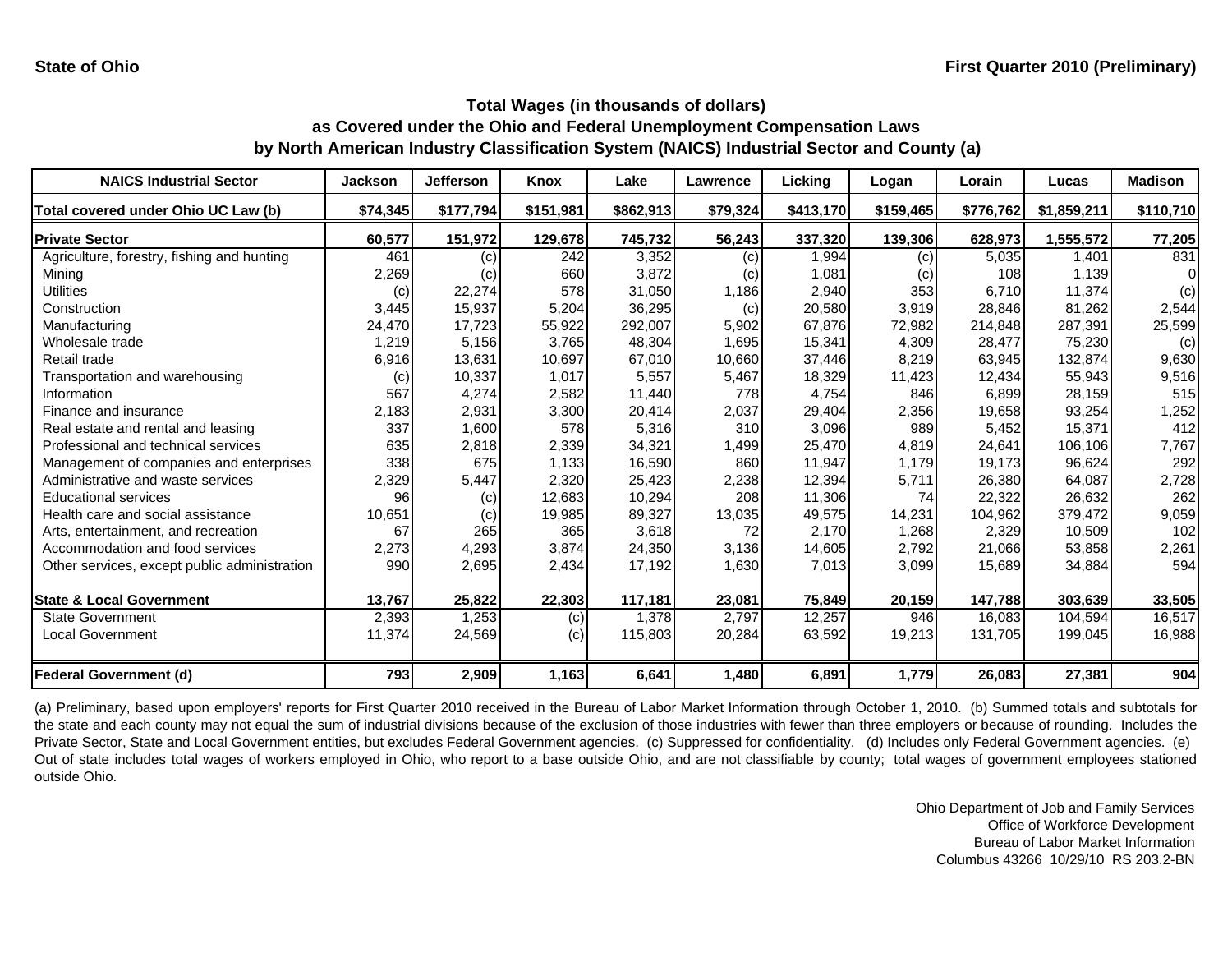**State of Ohio** | **First Quarter 2010 (Preliminary)**

## Total Wages (in thousands of dollars) as Covered under the Ohio and Federal Unemployment Compensation Laws by North American Industry Classification System (NAICS) Industrial Sector and County (a)

| NAICS Industrial Sector | Jackson | Jefferson | Knox | Lake | Lawrence | Licking | Logan | Lorain | Lucas | Madison |
|---|---|---|---|---|---|---|---|---|---|---|
| Total covered under Ohio UC Law (b) | $74,345 | $177,794 | $151,981 | $862,913 | $79,324 | $413,170 | $159,465 | $776,762 | $1,859,211 | $110,710 |
| **Private Sector** | **60,577** | **151,972** | **129,678** | **745,732** | **56,243** | **337,320** | **139,306** | **628,973** | **1,555,572** | **77,205** |
| Agriculture, forestry, fishing and hunting | 461 | (c) | 242 | 3,352 | (c) | 1,994 | (c) | 5,035 | 1,401 | 831 |
| Mining | 2,269 | (c) | 660 | 3,872 | (c) | 1,081 | (c) | 108 | 1,139 | 0 |
| Utilities | (c) | 22,274 | 578 | 31,050 | 1,186 | 2,940 | 353 | 6,710 | 11,374 | (c) |
| Construction | 3,445 | 15,937 | 5,204 | 36,295 | (c) | 20,580 | 3,919 | 28,846 | 81,262 | 2,544 |
| Manufacturing | 24,470 | 17,723 | 55,922 | 292,007 | 5,902 | 67,876 | 72,982 | 214,848 | 287,391 | 25,599 |
| Wholesale trade | 1,219 | 5,156 | 3,765 | 48,304 | 1,695 | 15,341 | 4,309 | 28,477 | 75,230 | (c) |
| Retail trade | 6,916 | 13,631 | 10,697 | 67,010 | 10,660 | 37,446 | 8,219 | 63,945 | 132,874 | 9,630 |
| Transportation and warehousing | (c) | 10,337 | 1,017 | 5,557 | 5,467 | 18,329 | 11,423 | 12,434 | 55,943 | 9,516 |
| Information | 567 | 4,274 | 2,582 | 11,440 | 778 | 4,754 | 846 | 6,899 | 28,159 | 515 |
| Finance and insurance | 2,183 | 2,931 | 3,300 | 20,414 | 2,037 | 29,404 | 2,356 | 19,658 | 93,254 | 1,252 |
| Real estate and rental and leasing | 337 | 1,600 | 578 | 5,316 | 310 | 3,096 | 989 | 5,452 | 15,371 | 412 |
| Professional and technical services | 635 | 2,818 | 2,339 | 34,321 | 1,499 | 25,470 | 4,819 | 24,641 | 106,106 | 7,767 |
| Management of companies and enterprises | 338 | 675 | 1,133 | 16,590 | 860 | 11,947 | 1,179 | 19,173 | 96,624 | 292 |
| Administrative and waste services | 2,329 | 5,447 | 2,320 | 25,423 | 2,238 | 12,394 | 5,711 | 26,380 | 64,087 | 2,728 |
| Educational services | 96 | (c) | 12,683 | 10,294 | 208 | 11,306 | 74 | 22,322 | 26,632 | 262 |
| Health care and social assistance | 10,651 | (c) | 19,985 | 89,327 | 13,035 | 49,575 | 14,231 | 104,962 | 379,472 | 9,059 |
| Arts, entertainment, and recreation | 67 | 265 | 365 | 3,618 | 72 | 2,170 | 1,268 | 2,329 | 10,509 | 102 |
| Accommodation and food services | 2,273 | 4,293 | 3,874 | 24,350 | 3,136 | 14,605 | 2,792 | 21,066 | 53,858 | 2,261 |
| Other services, except public administration | 990 | 2,695 | 2,434 | 17,192 | 1,630 | 7,013 | 3,099 | 15,689 | 34,884 | 594 |
| **State & Local Government** | **13,767** | **25,822** | **22,303** | **117,181** | **23,081** | **75,849** | **20,159** | **147,788** | **303,639** | **33,505** |
| State Government | 2,393 | 1,253 | (c) | 1,378 | 2,797 | 12,257 | 946 | 16,083 | 104,594 | 16,517 |
| Local Government | 11,374 | 24,569 | (c) | 115,803 | 20,284 | 63,592 | 19,213 | 131,705 | 199,045 | 16,988 |
| **Federal Government (d)** | **793** | **2,909** | **1,163** | **6,641** | **1,480** | **6,891** | **1,779** | **26,083** | **27,381** | **904** |

(a) Preliminary, based upon employers' reports for First Quarter 2010 received in the Bureau of Labor Market Information through October 1, 2010. (b) Summed totals and subtotals for the state and each county may not equal the sum of industrial divisions because of the exclusion of those industries with fewer than three employers or because of rounding. Includes the Private Sector, State and Local Government entities, but excludes Federal Government agencies. (c) Suppressed for confidentiality. (d) Includes only Federal Government agencies. (e) Out of state includes total wages of workers employed in Ohio, who report to a base outside Ohio, and are not classifiable by county; total wages of government employees stationed outside Ohio.

Ohio Department of Job and Family Services
Office of Workforce Development
Bureau of Labor Market Information
Columbus 43266 10/29/10 RS 203.2-BN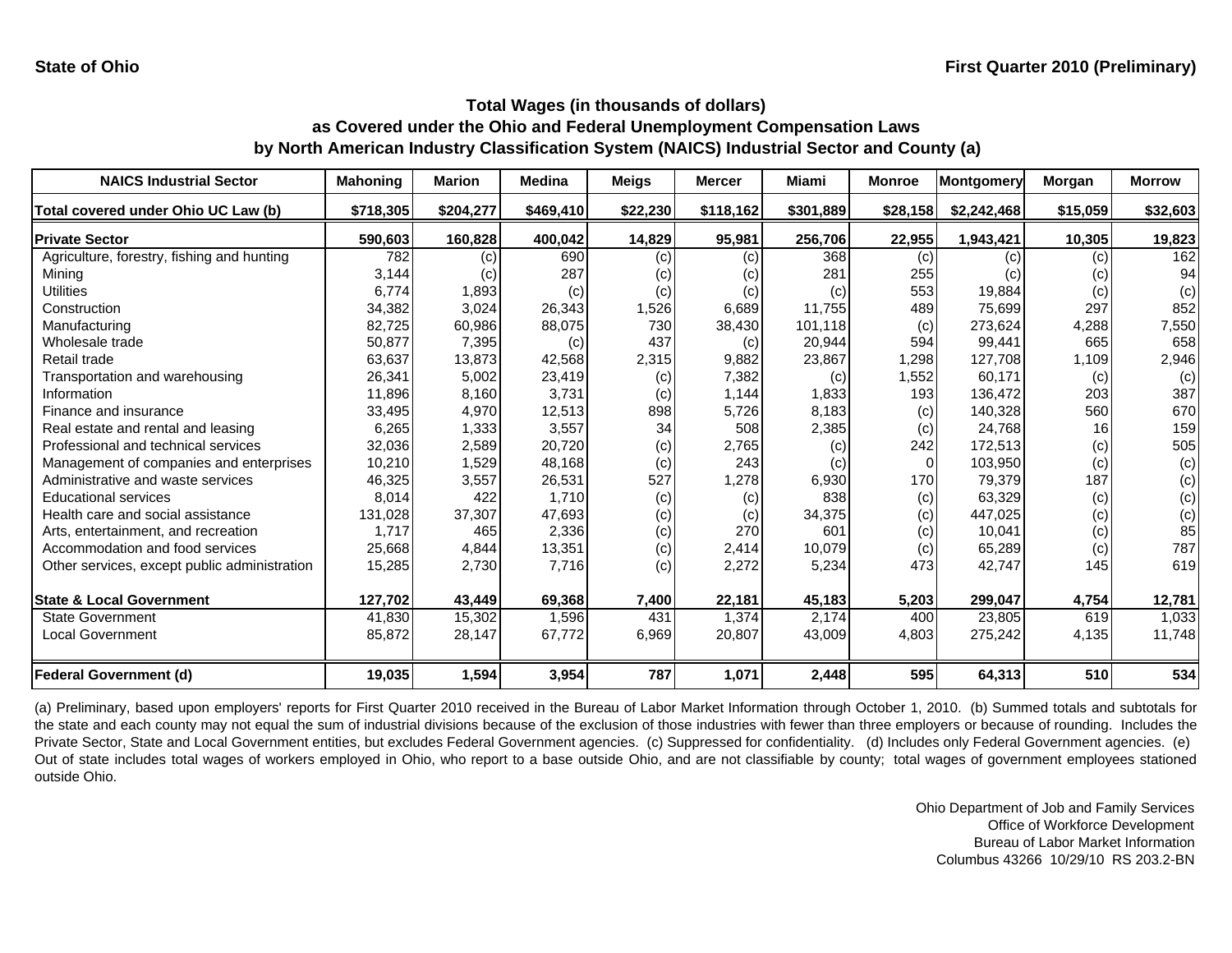State of Ohio

First Quarter 2010 (Preliminary)

### Total Wages (in thousands of dollars)
### as Covered under the Ohio and Federal Unemployment Compensation Laws
### by North American Industry Classification System (NAICS) Industrial Sector and County (a)

| NAICS Industrial Sector | Mahoning | Marion | Medina | Meigs | Mercer | Miami | Monroe | Montgomery | Morgan | Morrow |
|---|---|---|---|---|---|---|---|---|---|---|
| Total covered under Ohio UC Law (b) | $718,305 | $204,277 | $469,410 | $22,230 | $118,162 | $301,889 | $28,158 | $2,242,468 | $15,059 | $32,603 |
| **Private Sector** | 590,603 | 160,828 | 400,042 | 14,829 | 95,981 | 256,706 | 22,955 | 1,943,421 | 10,305 | 19,823 |
| Agriculture, forestry, fishing and hunting | 782 | (c) | 690 | (c) | (c) | 368 | (c) | (c) | (c) | 162 |
| Mining | 3,144 | (c) | 287 | (c) | (c) | 281 | 255 | (c) | (c) | 94 |
| Utilities | 6,774 | 1,893 | (c) | (c) | (c) | (c) | 553 | 19,884 | (c) | (c) |
| Construction | 34,382 | 3,024 | 26,343 | 1,526 | 6,689 | 11,755 | 489 | 75,699 | 297 | 852 |
| Manufacturing | 82,725 | 60,986 | 88,075 | 730 | 38,430 | 101,118 | (c) | 273,624 | 4,288 | 7,550 |
| Wholesale trade | 50,877 | 7,395 | (c) | 437 | (c) | 20,944 | 594 | 99,441 | 665 | 658 |
| Retail trade | 63,637 | 13,873 | 42,568 | 2,315 | 9,882 | 23,867 | 1,298 | 127,708 | 1,109 | 2,946 |
| Transportation and warehousing | 26,341 | 5,002 | 23,419 | (c) | 7,382 | (c) | 1,552 | 60,171 | (c) | (c) |
| Information | 11,896 | 8,160 | 3,731 | (c) | 1,144 | 1,833 | 193 | 136,472 | 203 | 387 |
| Finance and insurance | 33,495 | 4,970 | 12,513 | 898 | 5,726 | 8,183 | (c) | 140,328 | 560 | 670 |
| Real estate and rental and leasing | 6,265 | 1,333 | 3,557 | 34 | 508 | 2,385 | (c) | 24,768 | 16 | 159 |
| Professional and technical services | 32,036 | 2,589 | 20,720 | (c) | 2,765 | (c) | 242 | 172,513 | (c) | 505 |
| Management of companies and enterprises | 10,210 | 1,529 | 48,168 | (c) | 243 | (c) | 0 | 103,950 | (c) | (c) |
| Administrative and waste services | 46,325 | 3,557 | 26,531 | 527 | 1,278 | 6,930 | 170 | 79,379 | 187 | (c) |
| Educational services | 8,014 | 422 | 1,710 | (c) | (c) | 838 | (c) | 63,329 | (c) | (c) |
| Health care and social assistance | 131,028 | 37,307 | 47,693 | (c) | (c) | 34,375 | (c) | 447,025 | (c) | (c) |
| Arts, entertainment, and recreation | 1,717 | 465 | 2,336 | (c) | 270 | 601 | (c) | 10,041 | (c) | 85 |
| Accommodation and food services | 25,668 | 4,844 | 13,351 | (c) | 2,414 | 10,079 | (c) | 65,289 | (c) | 787 |
| Other services, except public administration | 15,285 | 2,730 | 7,716 | (c) | 2,272 | 5,234 | 473 | 42,747 | 145 | 619 |
| **State & Local Government** | 127,702 | 43,449 | 69,368 | 7,400 | 22,181 | 45,183 | 5,203 | 299,047 | 4,754 | 12,781 |
| State Government | 41,830 | 15,302 | 1,596 | 431 | 1,374 | 2,174 | 400 | 23,805 | 619 | 1,033 |
| Local Government | 85,872 | 28,147 | 67,772 | 6,969 | 20,807 | 43,009 | 4,803 | 275,242 | 4,135 | 11,748 |
| **Federal Government (d)** | 19,035 | 1,594 | 3,954 | 787 | 1,071 | 2,448 | 595 | 64,313 | 510 | 534 |

(a) Preliminary, based upon employers' reports for First Quarter 2010 received in the Bureau of Labor Market Information through October 1, 2010. (b) Summed totals and subtotals for the state and each county may not equal the sum of industrial divisions because of the exclusion of those industries with fewer than three employers or because of rounding. Includes the Private Sector, State and Local Government entities, but excludes Federal Government agencies. (c) Suppressed for confidentiality. (d) Includes only Federal Government agencies. (e) Out of state includes total wages of workers employed in Ohio, who report to a base outside Ohio, and are not classifiable by county; total wages of government employees stationed outside Ohio.

Ohio Department of Job and Family Services
Office of Workforce Development
Bureau of Labor Market Information
Columbus 43266 10/29/10 RS 203.2-BN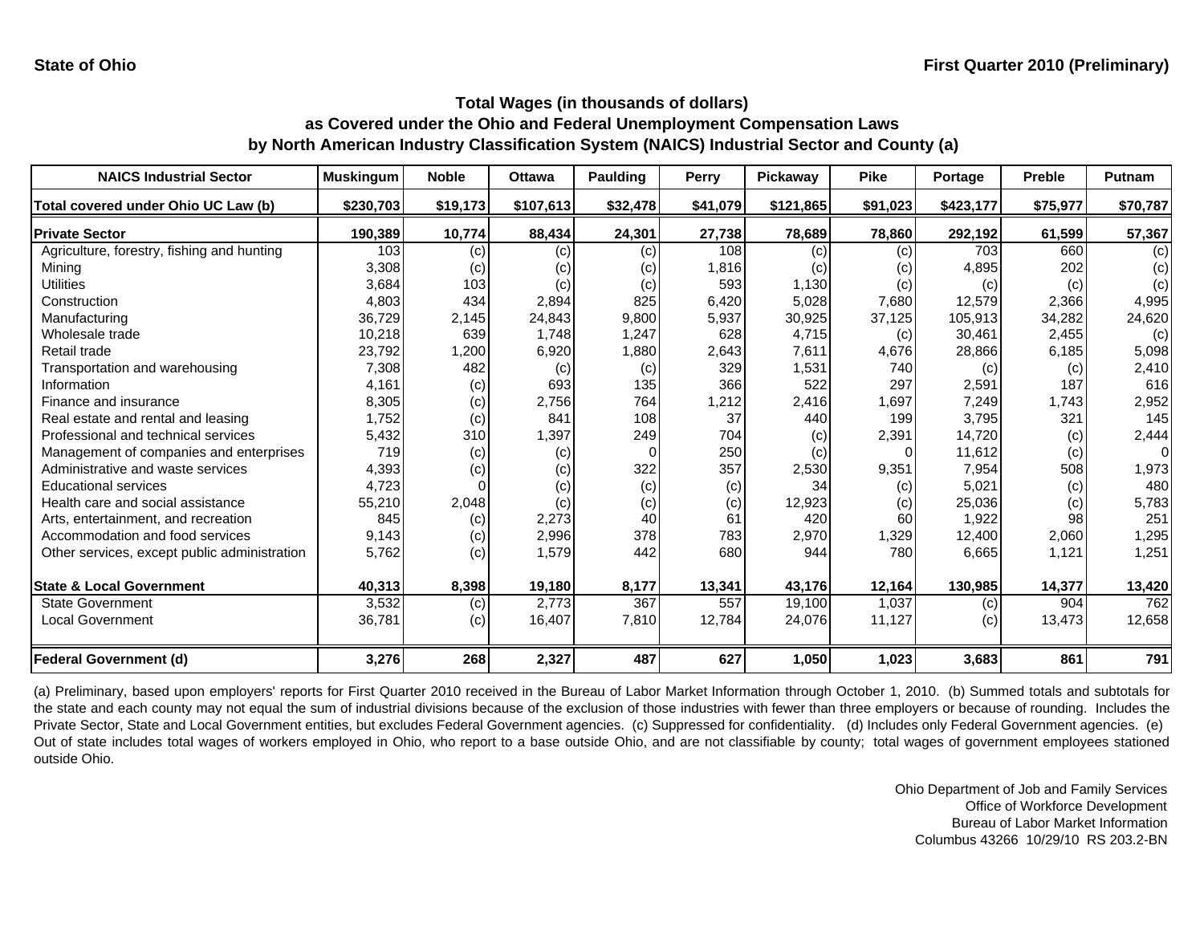State of Ohio

First Quarter 2010 (Preliminary)

### Total Wages (in thousands of dollars)
### as Covered under the Ohio and Federal Unemployment Compensation Laws
### by North American Industry Classification System (NAICS) Industrial Sector and County (a)

| NAICS Industrial Sector | Muskingum | Noble | Ottawa | Paulding | Perry | Pickaway | Pike | Portage | Preble | Putnam |
|---|---|---|---|---|---|---|---|---|---|---|
| Total covered under Ohio UC Law (b) | $230,703 | $19,173 | $107,613 | $32,478 | $41,079 | $121,865 | $91,023 | $423,177 | $75,977 | $70,787 |
| **Private Sector** | **190,389** | **10,774** | **88,434** | **24,301** | **27,738** | **78,689** | **78,860** | **292,192** | **61,599** | **57,367** |
| Agriculture, forestry, fishing and hunting | 103 | (c) | (c) | (c) | 108 | (c) | (c) | 703 | 660 | (c) |
| Mining | 3,308 | (c) | (c) | (c) | 1,816 | (c) | (c) | 4,895 | 202 | (c) |
| Utilities | 3,684 | 103 | (c) | (c) | 593 | 1,130 | (c) | (c) | (c) | (c) |
| Construction | 4,803 | 434 | 2,894 | 825 | 6,420 | 5,028 | 7,680 | 12,579 | 2,366 | 4,995 |
| Manufacturing | 36,729 | 2,145 | 24,843 | 9,800 | 5,937 | 30,925 | 37,125 | 105,913 | 34,282 | 24,620 |
| Wholesale trade | 10,218 | 639 | 1,748 | 1,247 | 628 | 4,715 | (c) | 30,461 | 2,455 | (c) |
| Retail trade | 23,792 | 1,200 | 6,920 | 1,880 | 2,643 | 7,611 | 4,676 | 28,866 | 6,185 | 5,098 |
| Transportation and warehousing | 7,308 | 482 | (c) | (c) | 329 | 1,531 | 740 | (c) | (c) | 2,410 |
| Information | 4,161 | (c) | 693 | 135 | 366 | 522 | 297 | 2,591 | 187 | 616 |
| Finance and insurance | 8,305 | (c) | 2,756 | 764 | 1,212 | 2,416 | 1,697 | 7,249 | 1,743 | 2,952 |
| Real estate and rental and leasing | 1,752 | (c) | 841 | 108 | 37 | 440 | 199 | 3,795 | 321 | 145 |
| Professional and technical services | 5,432 | 310 | 1,397 | 249 | 704 | (c) | 2,391 | 14,720 | (c) | 2,444 |
| Management of companies and enterprises | 719 | (c) | (c) | 0 | 250 | (c) | 0 | 11,612 | (c) | 0 |
| Administrative and waste services | 4,393 | (c) | (c) | 322 | 357 | 2,530 | 9,351 | 7,954 | 508 | 1,973 |
| Educational services | 4,723 | 0 | (c) | (c) | (c) | 34 | (c) | 5,021 | (c) | 480 |
| Health care and social assistance | 55,210 | 2,048 | (c) | (c) | (c) | 12,923 | (c) | 25,036 | (c) | 5,783 |
| Arts, entertainment, and recreation | 845 | (c) | 2,273 | 40 | 61 | 420 | 60 | 1,922 | 98 | 251 |
| Accommodation and food services | 9,143 | (c) | 2,996 | 378 | 783 | 2,970 | 1,329 | 12,400 | 2,060 | 1,295 |
| Other services, except public administration | 5,762 | (c) | 1,579 | 442 | 680 | 944 | 780 | 6,665 | 1,121 | 1,251 |
| **State & Local Government** | **40,313** | **8,398** | **19,180** | **8,177** | **13,341** | **43,176** | **12,164** | **130,985** | **14,377** | **13,420** |
| State Government | 3,532 | (c) | 2,773 | 367 | 557 | 19,100 | 1,037 | (c) | 904 | 762 |
| Local Government | 36,781 | (c) | 16,407 | 7,810 | 12,784 | 24,076 | 11,127 | (c) | 13,473 | 12,658 |
| **Federal Government (d)** | **3,276** | **268** | **2,327** | **487** | **627** | **1,050** | **1,023** | **3,683** | **861** | **791** |

(a) Preliminary, based upon employers' reports for First Quarter 2010 received in the Bureau of Labor Market Information through October 1, 2010. (b) Summed totals and subtotals for the state and each county may not equal the sum of industrial divisions because of the exclusion of those industries with fewer than three employers or because of rounding. Includes the Private Sector, State and Local Government entities, but excludes Federal Government agencies. (c) Suppressed for confidentiality. (d) Includes only Federal Government agencies. (e) Out of state includes total wages of workers employed in Ohio, who report to a base outside Ohio, and are not classifiable by county; total wages of government employees stationed outside Ohio.

Ohio Department of Job and Family Services
Office of Workforce Development
Bureau of Labor Market Information
Columbus 43266 10/29/10 RS 203.2-BN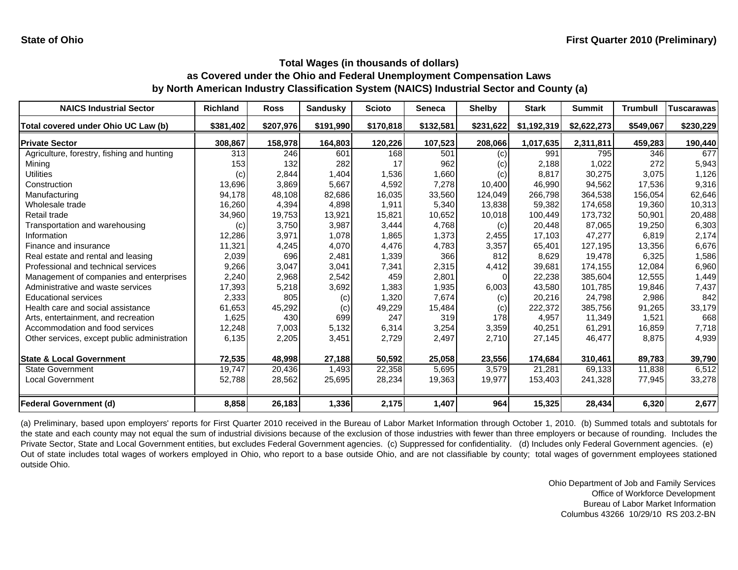State of Ohio

First Quarter 2010 (Preliminary)

## Total Wages (in thousands of dollars)
## as Covered under the Ohio and Federal Unemployment Compensation Laws
## by North American Industry Classification System (NAICS) Industrial Sector and County (a)

| NAICS Industrial Sector | Richland | Ross | Sandusky | Scioto | Seneca | Shelby | Stark | Summit | Trumbull | Tuscarawas |
|---|---|---|---|---|---|---|---|---|---|---|
| **Total covered under Ohio UC Law (b)** | **$381,402** | **$207,976** | **$191,990** | **$170,818** | **$132,581** | **$231,622** | **$1,192,319** | **$2,622,273** | **$549,067** | **$230,229** |
| **Private Sector** | **308,867** | **158,978** | **164,803** | **120,226** | **107,523** | **208,066** | **1,017,635** | **2,311,811** | **459,283** | **190,440** |
| Agriculture, forestry, fishing and hunting | 313 | 246 | 601 | 168 | 501 | (c) | 991 | 795 | 346 | 677 |
| Mining | 153 | 132 | 282 | 17 | 962 | (c) | 2,188 | 1,022 | 272 | 5,943 |
| Utilities | (c) | 2,844 | 1,404 | 1,536 | 1,660 | (c) | 8,817 | 30,275 | 3,075 | 1,126 |
| Construction | 13,696 | 3,869 | 5,667 | 4,592 | 7,278 | 10,400 | 46,990 | 94,562 | 17,536 | 9,316 |
| Manufacturing | 94,178 | 48,108 | 82,686 | 16,035 | 33,560 | 124,049 | 266,798 | 364,538 | 156,054 | 62,646 |
| Wholesale trade | 16,260 | 4,394 | 4,898 | 1,911 | 5,340 | 13,838 | 59,382 | 174,658 | 19,360 | 10,313 |
| Retail trade | 34,960 | 19,753 | 13,921 | 15,821 | 10,652 | 10,018 | 100,449 | 173,732 | 50,901 | 20,488 |
| Transportation and warehousing | (c) | 3,750 | 3,987 | 3,444 | 4,768 | (c) | 20,448 | 87,065 | 19,250 | 6,303 |
| Information | 12,286 | 3,971 | 1,078 | 1,865 | 1,373 | 2,455 | 17,103 | 47,277 | 6,819 | 2,174 |
| Finance and insurance | 11,321 | 4,245 | 4,070 | 4,476 | 4,783 | 3,357 | 65,401 | 127,195 | 13,356 | 6,676 |
| Real estate and rental and leasing | 2,039 | 696 | 2,481 | 1,339 | 366 | 812 | 8,629 | 19,478 | 6,325 | 1,586 |
| Professional and technical services | 9,266 | 3,047 | 3,041 | 7,341 | 2,315 | 4,412 | 39,681 | 174,155 | 12,084 | 6,960 |
| Management of companies and enterprises | 2,240 | 2,968 | 2,542 | 459 | 2,801 | 0 | 22,238 | 385,604 | 12,555 | 1,449 |
| Administrative and waste services | 17,393 | 5,218 | 3,692 | 1,383 | 1,935 | 6,003 | 43,580 | 101,785 | 19,846 | 7,437 |
| Educational services | 2,333 | 805 | (c) | 1,320 | 7,674 | (c) | 20,216 | 24,798 | 2,986 | 842 |
| Health care and social assistance | 61,653 | 45,292 | (c) | 49,229 | 15,484 | (c) | 222,372 | 385,756 | 91,265 | 33,179 |
| Arts, entertainment, and recreation | 1,625 | 430 | 699 | 247 | 319 | 178 | 4,957 | 11,349 | 1,521 | 668 |
| Accommodation and food services | 12,248 | 7,003 | 5,132 | 6,314 | 3,254 | 3,359 | 40,251 | 61,291 | 16,859 | 7,718 |
| Other services, except public administration | 6,135 | 2,205 | 3,451 | 2,729 | 2,497 | 2,710 | 27,145 | 46,477 | 8,875 | 4,939 |
| **State & Local Government** | **72,535** | **48,998** | **27,188** | **50,592** | **25,058** | **23,556** | **174,684** | **310,461** | **89,783** | **39,790** |
| State Government | 19,747 | 20,436 | 1,493 | 22,358 | 5,695 | 3,579 | 21,281 | 69,133 | 11,838 | 6,512 |
| Local Government | 52,788 | 28,562 | 25,695 | 28,234 | 19,363 | 19,977 | 153,403 | 241,328 | 77,945 | 33,278 |
| **Federal Government (d)** | **8,858** | **26,183** | **1,336** | **2,175** | **1,407** | **964** | **15,325** | **28,434** | **6,320** | **2,677** |

(a) Preliminary, based upon employers' reports for First Quarter 2010 received in the Bureau of Labor Market Information through October 1, 2010. (b) Summed totals and subtotals for the state and each county may not equal the sum of industrial divisions because of the exclusion of those industries with fewer than three employers or because of rounding. Includes the Private Sector, State and Local Government entities, but excludes Federal Government agencies. (c) Suppressed for confidentiality. (d) Includes only Federal Government agencies. (e) Out of state includes total wages of workers employed in Ohio, who report to a base outside Ohio, and are not classifiable by county; total wages of government employees stationed outside Ohio.

Ohio Department of Job and Family Services
Office of Workforce Development
Bureau of Labor Market Information
Columbus 43266 10/29/10 RS 203.2-BN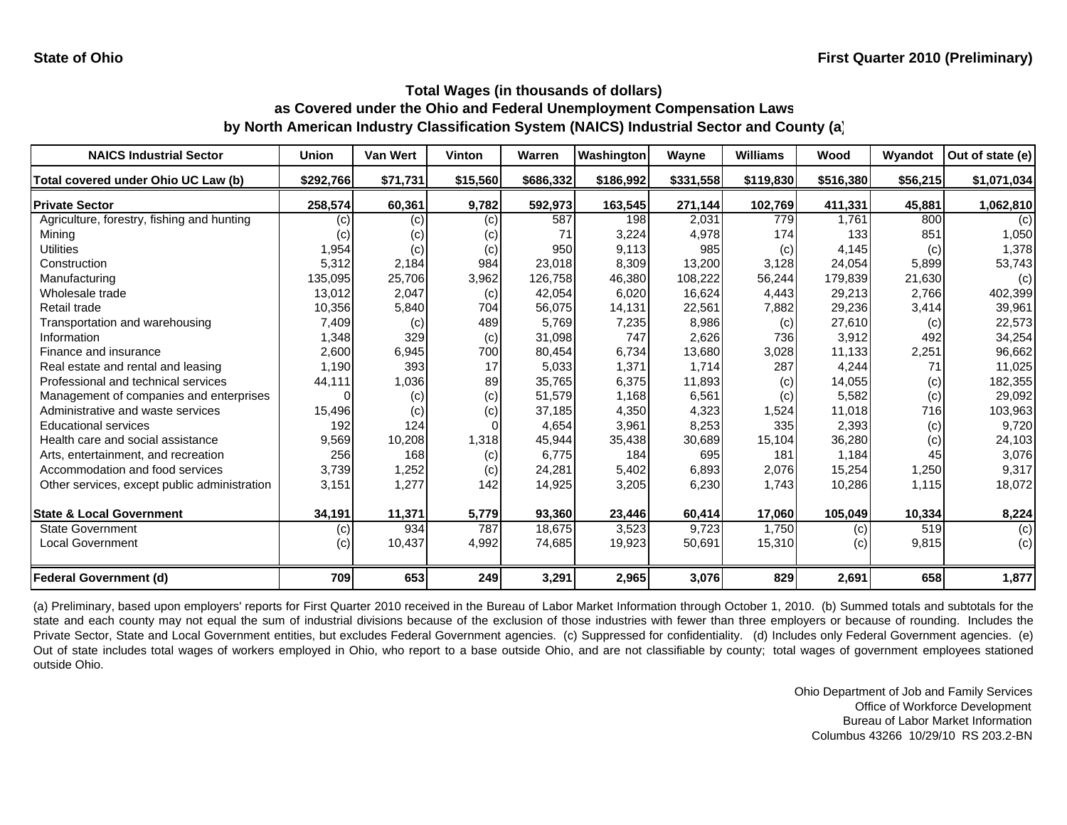State of Ohio

First Quarter 2010 (Preliminary)

### Total Wages (in thousands of dollars)
### as Covered under the Ohio and Federal Unemployment Compensation Laws
### by North American Industry Classification System (NAICS) Industrial Sector and County (a)

| NAICS Industrial Sector | Union | Van Wert | Vinton | Warren | Washington | Wayne | Williams | Wood | Wyandot | Out of state (e) |
|---|---|---|---|---|---|---|---|---|---|---|
| **Total covered under Ohio UC Law (b)** | **$292,766** | **$71,731** | **$15,560** | **$686,332** | **$186,992** | **$331,558** | **$119,830** | **$516,380** | **$56,215** | **$1,071,034** |
| **Private Sector** | **258,574** | **60,361** | **9,782** | **592,973** | **163,545** | **271,144** | **102,769** | **411,331** | **45,881** | **1,062,810** |
| Agriculture, forestry, fishing and hunting | (c) | (c) | (c) | 587 | 198 | 2,031 | 779 | 1,761 | 800 | (c) |
| Mining | (c) | (c) | (c) | 71 | 3,224 | 4,978 | 174 | 133 | 851 | 1,050 |
| Utilities | 1,954 | (c) | (c) | 950 | 9,113 | 985 | (c) | 4,145 | (c) | 1,378 |
| Construction | 5,312 | 2,184 | 984 | 23,018 | 8,309 | 13,200 | 3,128 | 24,054 | 5,899 | 53,743 |
| Manufacturing | 135,095 | 25,706 | 3,962 | 126,758 | 46,380 | 108,222 | 56,244 | 179,839 | 21,630 | (c) |
| Wholesale trade | 13,012 | 2,047 | (c) | 42,054 | 6,020 | 16,624 | 4,443 | 29,213 | 2,766 | 402,399 |
| Retail trade | 10,356 | 5,840 | 704 | 56,075 | 14,131 | 22,561 | 7,882 | 29,236 | 3,414 | 39,961 |
| Transportation and warehousing | 7,409 | (c) | 489 | 5,769 | 7,235 | 8,986 | (c) | 27,610 | (c) | 22,573 |
| Information | 1,348 | 329 | (c) | 31,098 | 747 | 2,626 | 736 | 3,912 | 492 | 34,254 |
| Finance and insurance | 2,600 | 6,945 | 700 | 80,454 | 6,734 | 13,680 | 3,028 | 11,133 | 2,251 | 96,662 |
| Real estate and rental and leasing | 1,190 | 393 | 17 | 5,033 | 1,371 | 1,714 | 287 | 4,244 | 71 | 11,025 |
| Professional and technical services | 44,111 | 1,036 | 89 | 35,765 | 6,375 | 11,893 | (c) | 14,055 | (c) | 182,355 |
| Management of companies and enterprises | 0 | (c) | (c) | 51,579 | 1,168 | 6,561 | (c) | 5,582 | (c) | 29,092 |
| Administrative and waste services | 15,496 | (c) | (c) | 37,185 | 4,350 | 4,323 | 1,524 | 11,018 | 716 | 103,963 |
| Educational services | 192 | 124 | 0 | 4,654 | 3,961 | 8,253 | 335 | 2,393 | (c) | 9,720 |
| Health care and social assistance | 9,569 | 10,208 | 1,318 | 45,944 | 35,438 | 30,689 | 15,104 | 36,280 | (c) | 24,103 |
| Arts, entertainment, and recreation | 256 | 168 | (c) | 6,775 | 184 | 695 | 181 | 1,184 | 45 | 3,076 |
| Accommodation and food services | 3,739 | 1,252 | (c) | 24,281 | 5,402 | 6,893 | 2,076 | 15,254 | 1,250 | 9,317 |
| Other services, except public administration | 3,151 | 1,277 | 142 | 14,925 | 3,205 | 6,230 | 1,743 | 10,286 | 1,115 | 18,072 |
| **State & Local Government** | **34,191** | **11,371** | **5,779** | **93,360** | **23,446** | **60,414** | **17,060** | **105,049** | **10,334** | **8,224** |
| State Government | (c) | 934 | 787 | 18,675 | 3,523 | 9,723 | 1,750 | (c) | 519 | (c) |
| Local Government | (c) | 10,437 | 4,992 | 74,685 | 19,923 | 50,691 | 15,310 | (c) | 9,815 | (c) |
| **Federal Government (d)** | **709** | **653** | **249** | **3,291** | **2,965** | **3,076** | **829** | **2,691** | **658** | **1,877** |

(a) Preliminary, based upon employers' reports for First Quarter 2010 received in the Bureau of Labor Market Information through October 1, 2010. (b) Summed totals and subtotals for the state and each county may not equal the sum of industrial divisions because of the exclusion of those industries with fewer than three employers or because of rounding. Includes the Private Sector, State and Local Government entities, but excludes Federal Government agencies. (c) Suppressed for confidentiality. (d) Includes only Federal Government agencies. (e) Out of state includes total wages of workers employed in Ohio, who report to a base outside Ohio, and are not classifiable by county; total wages of government employees stationed outside Ohio.

Ohio Department of Job and Family Services
Office of Workforce Development
Bureau of Labor Market Information
Columbus 43266 10/29/10 RS 203.2-BN